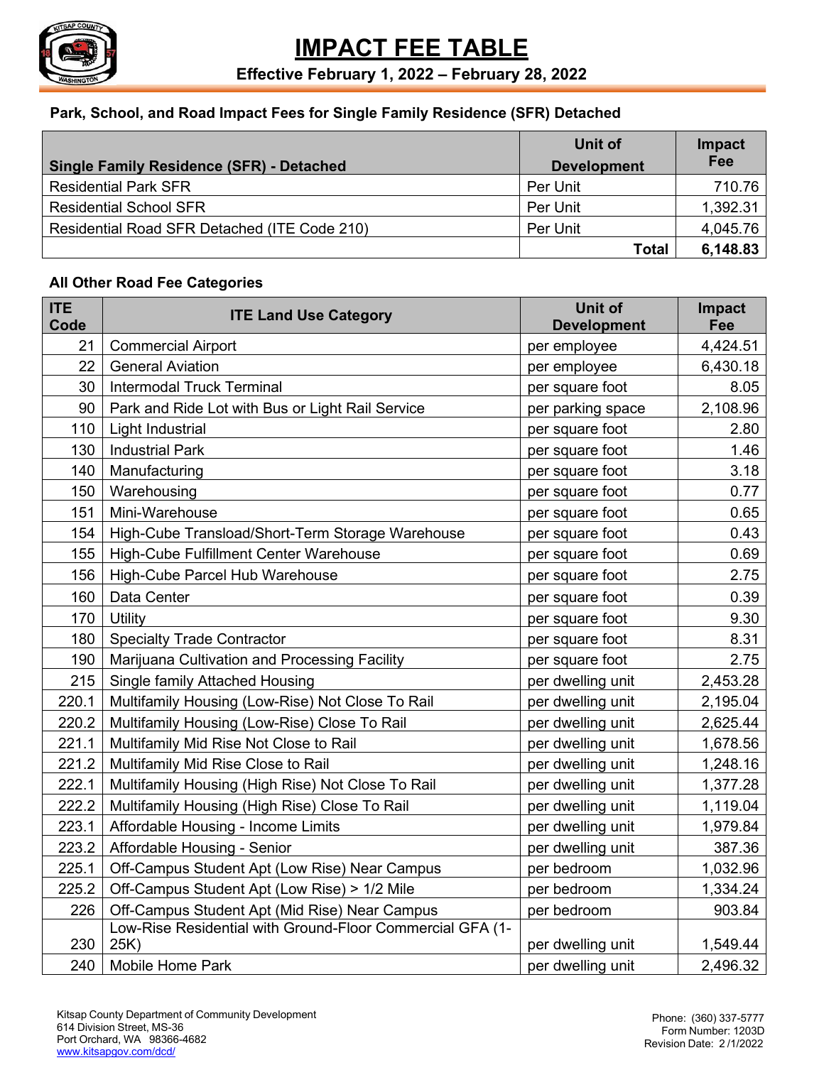# IMPACT FEE TABLE

**Effective February 1, 2022 – February 28, 2022**

### Park, School, and Road Impact Fees for Single Family Residence (SFR) Detached

| Single Family Residence (SFR) - Detached | Unit of Development | Impact Fee |
|---|---|---|
| Residential Park SFR | Per Unit | 710.76 |
| Residential School SFR | Per Unit | 1,392.31 |
| Residential Road SFR Detached (ITE Code 210) | Per Unit | 4,045.76 |
| | **Total** | **6,148.83** |

### All Other Road Fee Categories

| ITE Code | ITE Land Use Category | Unit of Development | Impact Fee |
|---|---|---|---|
| 21 | Commercial Airport | per employee | 4,424.51 |
| 22 | General Aviation | per employee | 6,430.18 |
| 30 | Intermodal Truck Terminal | per square foot | 8.05 |
| 90 | Park and Ride Lot with Bus or Light Rail Service | per parking space | 2,108.96 |
| 110 | Light Industrial | per square foot | 2.80 |
| 130 | Industrial Park | per square foot | 1.46 |
| 140 | Manufacturing | per square foot | 3.18 |
| 150 | Warehousing | per square foot | 0.77 |
| 151 | Mini-Warehouse | per square foot | 0.65 |
| 154 | High-Cube Transload/Short-Term Storage Warehouse | per square foot | 0.43 |
| 155 | High-Cube Fulfillment Center Warehouse | per square foot | 0.69 |
| 156 | High-Cube Parcel Hub Warehouse | per square foot | 2.75 |
| 160 | Data Center | per square foot | 0.39 |
| 170 | Utility | per square foot | 9.30 |
| 180 | Specialty Trade Contractor | per square foot | 8.31 |
| 190 | Marijuana Cultivation and Processing Facility | per square foot | 2.75 |
| 215 | Single family Attached Housing | per dwelling unit | 2,453.28 |
| 220.1 | Multifamily Housing (Low-Rise) Not Close To Rail | per dwelling unit | 2,195.04 |
| 220.2 | Multifamily Housing (Low-Rise) Close To Rail | per dwelling unit | 2,625.44 |
| 221.1 | Multifamily Mid Rise Not Close to Rail | per dwelling unit | 1,678.56 |
| 221.2 | Multifamily Mid Rise Close to Rail | per dwelling unit | 1,248.16 |
| 222.1 | Multifamily Housing (High Rise) Not Close To Rail | per dwelling unit | 1,377.28 |
| 222.2 | Multifamily Housing (High Rise) Close To Rail | per dwelling unit | 1,119.04 |
| 223.1 | Affordable Housing - Income Limits | per dwelling unit | 1,979.84 |
| 223.2 | Affordable Housing - Senior | per dwelling unit | 387.36 |
| 225.1 | Off-Campus Student Apt (Low Rise) Near Campus | per bedroom | 1,032.96 |
| 225.2 | Off-Campus Student Apt (Low Rise) > 1/2 Mile | per bedroom | 1,334.24 |
| 226 | Off-Campus Student Apt (Mid Rise) Near Campus | per bedroom | 903.84 |
| 230 | Low-Rise Residential with Ground-Floor Commercial GFA (1-25K) | per dwelling unit | 1,549.44 |
| 240 | Mobile Home Park | per dwelling unit | 2,496.32 |

Kitsap County Department of Community Development
614 Division Street, MS-36
Port Orchard, WA 98366-4682
www.kitsapgov.com/dcd/

Phone: (360) 337-5777
Form Number: 1203D
Revision Date: 2/1/2022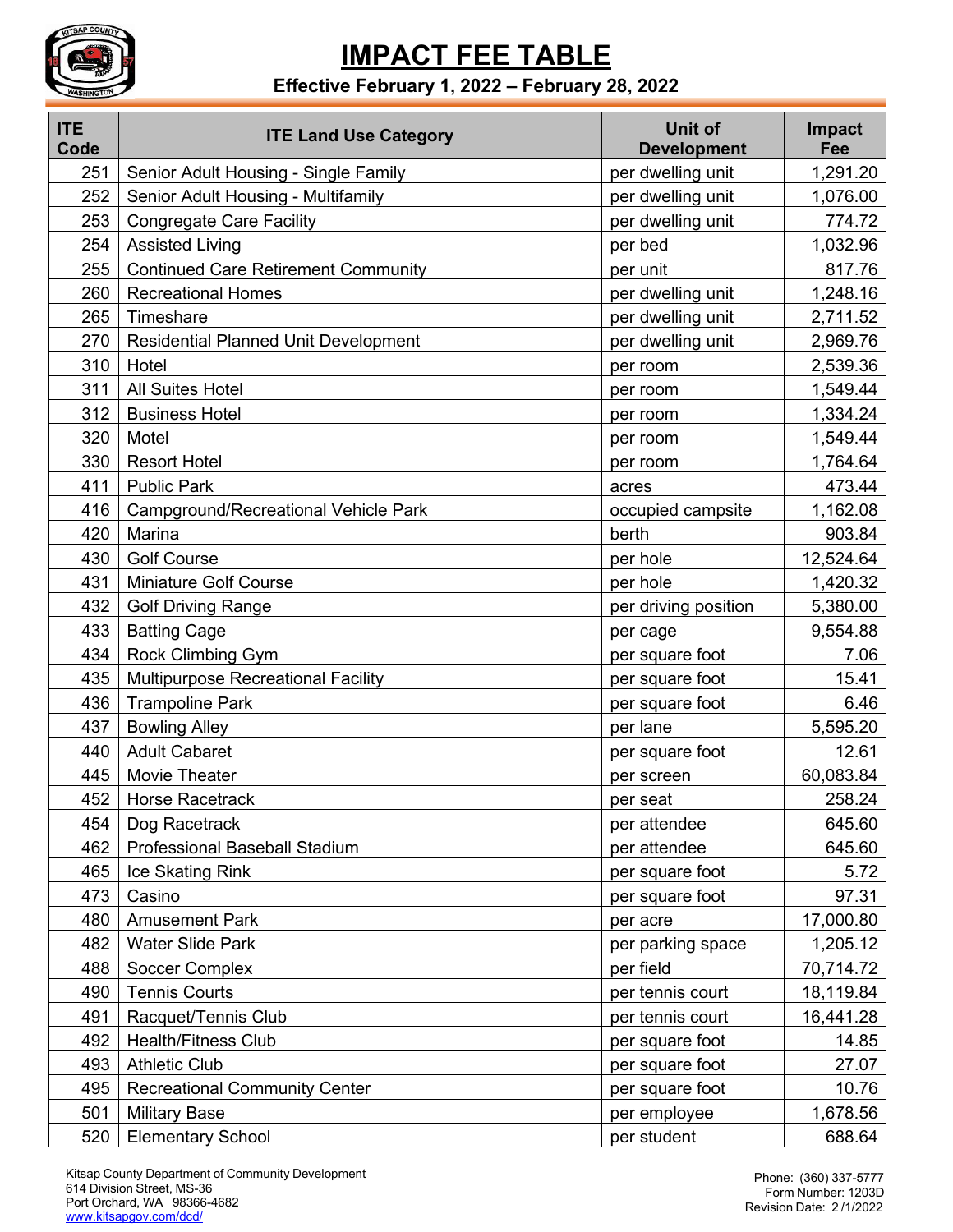# IMPACT FEE TABLE

**Effective February 1, 2022 – February 28, 2022**

| ITE Code | ITE Land Use Category | Unit of Development | Impact Fee |
|---|---|---|---|
| 251 | Senior Adult Housing - Single Family | per dwelling unit | 1,291.20 |
| 252 | Senior Adult Housing - Multifamily | per dwelling unit | 1,076.00 |
| 253 | Congregate Care Facility | per dwelling unit | 774.72 |
| 254 | Assisted Living | per bed | 1,032.96 |
| 255 | Continued Care Retirement Community | per unit | 817.76 |
| 260 | Recreational Homes | per dwelling unit | 1,248.16 |
| 265 | Timeshare | per dwelling unit | 2,711.52 |
| 270 | Residential Planned Unit Development | per dwelling unit | 2,969.76 |
| 310 | Hotel | per room | 2,539.36 |
| 311 | All Suites Hotel | per room | 1,549.44 |
| 312 | Business Hotel | per room | 1,334.24 |
| 320 | Motel | per room | 1,549.44 |
| 330 | Resort Hotel | per room | 1,764.64 |
| 411 | Public Park | acres | 473.44 |
| 416 | Campground/Recreational Vehicle Park | occupied campsite | 1,162.08 |
| 420 | Marina | berth | 903.84 |
| 430 | Golf Course | per hole | 12,524.64 |
| 431 | Miniature Golf Course | per hole | 1,420.32 |
| 432 | Golf Driving Range | per driving position | 5,380.00 |
| 433 | Batting Cage | per cage | 9,554.88 |
| 434 | Rock Climbing Gym | per square foot | 7.06 |
| 435 | Multipurpose Recreational Facility | per square foot | 15.41 |
| 436 | Trampoline Park | per square foot | 6.46 |
| 437 | Bowling Alley | per lane | 5,595.20 |
| 440 | Adult Cabaret | per square foot | 12.61 |
| 445 | Movie Theater | per screen | 60,083.84 |
| 452 | Horse Racetrack | per seat | 258.24 |
| 454 | Dog Racetrack | per attendee | 645.60 |
| 462 | Professional Baseball Stadium | per attendee | 645.60 |
| 465 | Ice Skating Rink | per square foot | 5.72 |
| 473 | Casino | per square foot | 97.31 |
| 480 | Amusement Park | per acre | 17,000.80 |
| 482 | Water Slide Park | per parking space | 1,205.12 |
| 488 | Soccer Complex | per field | 70,714.72 |
| 490 | Tennis Courts | per tennis court | 18,119.84 |
| 491 | Racquet/Tennis Club | per tennis court | 16,441.28 |
| 492 | Health/Fitness Club | per square foot | 14.85 |
| 493 | Athletic Club | per square foot | 27.07 |
| 495 | Recreational Community Center | per square foot | 10.76 |
| 501 | Military Base | per employee | 1,678.56 |
| 520 | Elementary School | per student | 688.64 |

Kitsap County Department of Community Development
614 Division Street, MS-36
Port Orchard, WA 98366-4682
www.kitsapgov.com/dcd/

Phone: (360) 337-5777
Form Number: 1203D
Revision Date: 2/1/2022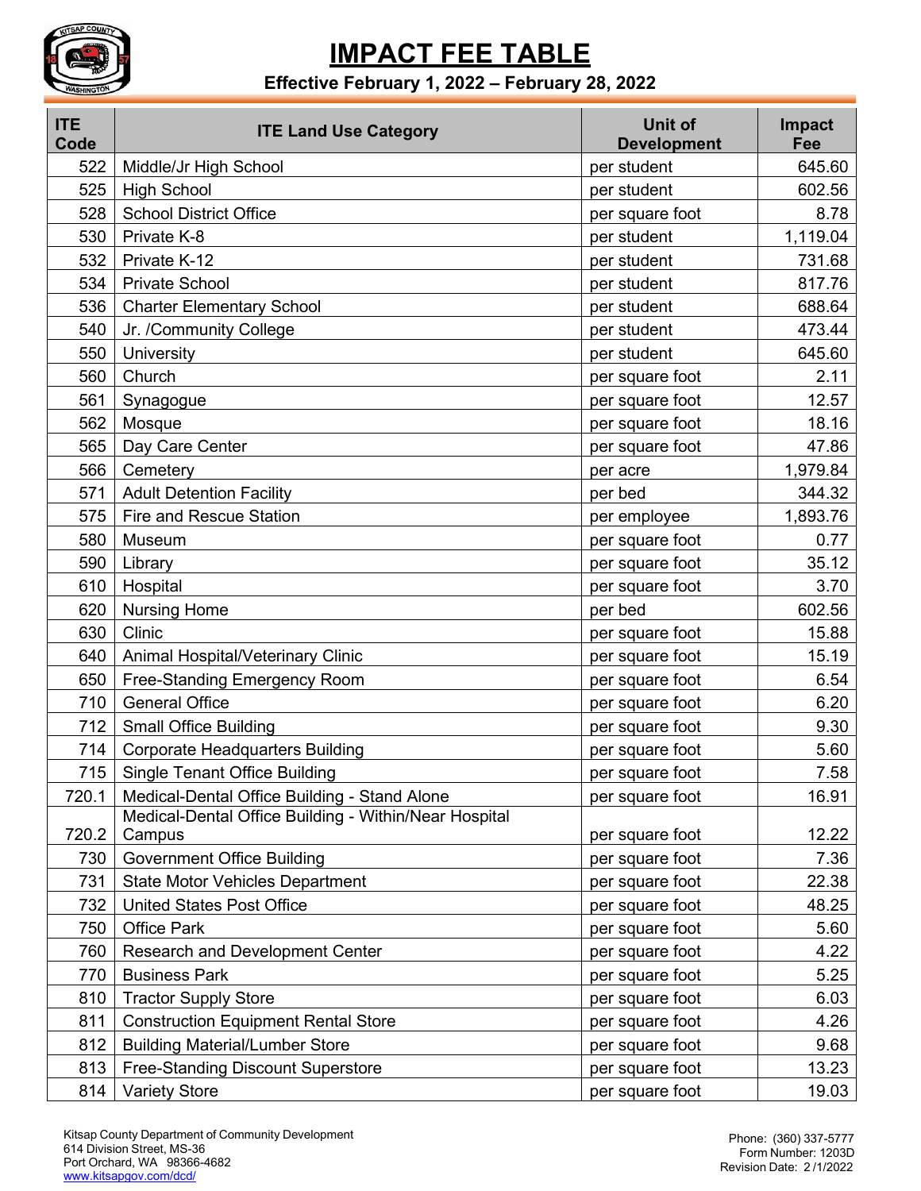# IMPACT FEE TABLE

**Effective February 1, 2022 – February 28, 2022**

| ITE Code | ITE Land Use Category | Unit of Development | Impact Fee |
|---|---|---|---|
| 522 | Middle/Jr High School | per student | 645.60 |
| 525 | High School | per student | 602.56 |
| 528 | School District Office | per square foot | 8.78 |
| 530 | Private K-8 | per student | 1,119.04 |
| 532 | Private K-12 | per student | 731.68 |
| 534 | Private School | per student | 817.76 |
| 536 | Charter Elementary School | per student | 688.64 |
| 540 | Jr. /Community College | per student | 473.44 |
| 550 | University | per student | 645.60 |
| 560 | Church | per square foot | 2.11 |
| 561 | Synagogue | per square foot | 12.57 |
| 562 | Mosque | per square foot | 18.16 |
| 565 | Day Care Center | per square foot | 47.86 |
| 566 | Cemetery | per acre | 1,979.84 |
| 571 | Adult Detention Facility | per bed | 344.32 |
| 575 | Fire and Rescue Station | per employee | 1,893.76 |
| 580 | Museum | per square foot | 0.77 |
| 590 | Library | per square foot | 35.12 |
| 610 | Hospital | per square foot | 3.70 |
| 620 | Nursing Home | per bed | 602.56 |
| 630 | Clinic | per square foot | 15.88 |
| 640 | Animal Hospital/Veterinary Clinic | per square foot | 15.19 |
| 650 | Free-Standing Emergency Room | per square foot | 6.54 |
| 710 | General Office | per square foot | 6.20 |
| 712 | Small Office Building | per square foot | 9.30 |
| 714 | Corporate Headquarters Building | per square foot | 5.60 |
| 715 | Single Tenant Office Building | per square foot | 7.58 |
| 720.1 | Medical-Dental Office Building - Stand Alone | per square foot | 16.91 |
| 720.2 | Medical-Dental Office Building - Within/Near Hospital Campus | per square foot | 12.22 |
| 730 | Government Office Building | per square foot | 7.36 |
| 731 | State Motor Vehicles Department | per square foot | 22.38 |
| 732 | United States Post Office | per square foot | 48.25 |
| 750 | Office Park | per square foot | 5.60 |
| 760 | Research and Development Center | per square foot | 4.22 |
| 770 | Business Park | per square foot | 5.25 |
| 810 | Tractor Supply Store | per square foot | 6.03 |
| 811 | Construction Equipment Rental Store | per square foot | 4.26 |
| 812 | Building Material/Lumber Store | per square foot | 9.68 |
| 813 | Free-Standing Discount Superstore | per square foot | 13.23 |
| 814 | Variety Store | per square foot | 19.03 |

Kitsap County Department of Community Development
614 Division Street, MS-36
Port Orchard, WA 98366-4682
www.kitsapgov.com/dcd/

Phone: (360) 337-5777
Form Number: 1203D
Revision Date: 2/1/2022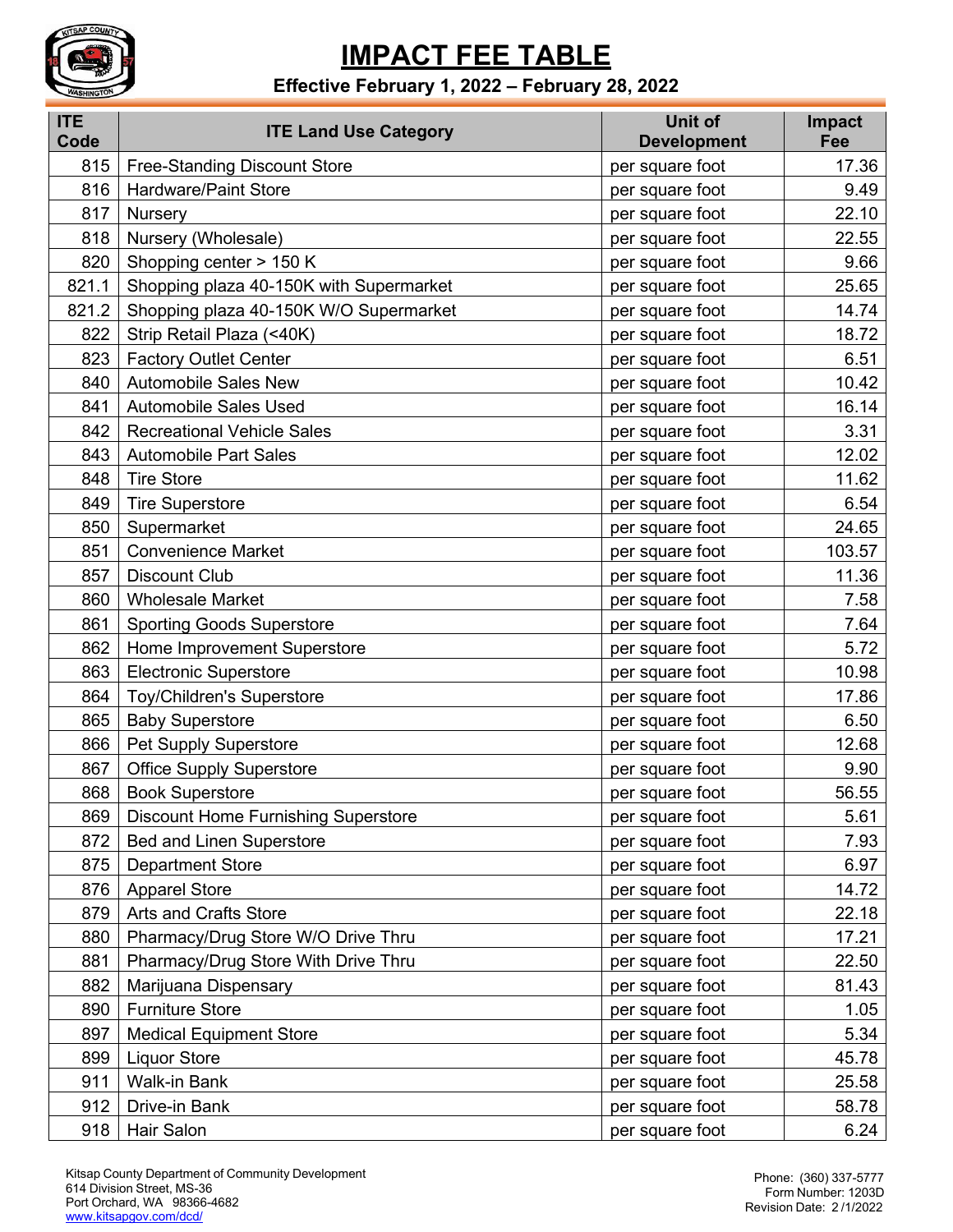# IMPACT FEE TABLE

**Effective February 1, 2022 – February 28, 2022**

| ITE Code | ITE Land Use Category | Unit of Development | Impact Fee |
|---|---|---|---|
| 815 | Free-Standing Discount Store | per square foot | 17.36 |
| 816 | Hardware/Paint Store | per square foot | 9.49 |
| 817 | Nursery | per square foot | 22.10 |
| 818 | Nursery (Wholesale) | per square foot | 22.55 |
| 820 | Shopping center > 150 K | per square foot | 9.66 |
| 821.1 | Shopping plaza 40-150K with Supermarket | per square foot | 25.65 |
| 821.2 | Shopping plaza 40-150K W/O Supermarket | per square foot | 14.74 |
| 822 | Strip Retail Plaza (<40K) | per square foot | 18.72 |
| 823 | Factory Outlet Center | per square foot | 6.51 |
| 840 | Automobile Sales New | per square foot | 10.42 |
| 841 | Automobile Sales Used | per square foot | 16.14 |
| 842 | Recreational Vehicle Sales | per square foot | 3.31 |
| 843 | Automobile Part Sales | per square foot | 12.02 |
| 848 | Tire Store | per square foot | 11.62 |
| 849 | Tire Superstore | per square foot | 6.54 |
| 850 | Supermarket | per square foot | 24.65 |
| 851 | Convenience Market | per square foot | 103.57 |
| 857 | Discount Club | per square foot | 11.36 |
| 860 | Wholesale Market | per square foot | 7.58 |
| 861 | Sporting Goods Superstore | per square foot | 7.64 |
| 862 | Home Improvement Superstore | per square foot | 5.72 |
| 863 | Electronic Superstore | per square foot | 10.98 |
| 864 | Toy/Children's Superstore | per square foot | 17.86 |
| 865 | Baby Superstore | per square foot | 6.50 |
| 866 | Pet Supply Superstore | per square foot | 12.68 |
| 867 | Office Supply Superstore | per square foot | 9.90 |
| 868 | Book Superstore | per square foot | 56.55 |
| 869 | Discount Home Furnishing Superstore | per square foot | 5.61 |
| 872 | Bed and Linen Superstore | per square foot | 7.93 |
| 875 | Department Store | per square foot | 6.97 |
| 876 | Apparel Store | per square foot | 14.72 |
| 879 | Arts and Crafts Store | per square foot | 22.18 |
| 880 | Pharmacy/Drug Store W/O Drive Thru | per square foot | 17.21 |
| 881 | Pharmacy/Drug Store With Drive Thru | per square foot | 22.50 |
| 882 | Marijuana Dispensary | per square foot | 81.43 |
| 890 | Furniture Store | per square foot | 1.05 |
| 897 | Medical Equipment Store | per square foot | 5.34 |
| 899 | Liquor Store | per square foot | 45.78 |
| 911 | Walk-in Bank | per square foot | 25.58 |
| 912 | Drive-in Bank | per square foot | 58.78 |
| 918 | Hair Salon | per square foot | 6.24 |

Kitsap County Department of Community Development
614 Division Street, MS-36
Port Orchard, WA 98366-4682
www.kitsapgov.com/dcd/

Phone: (360) 337-5777
Form Number: 1203D
Revision Date: 2/1/2022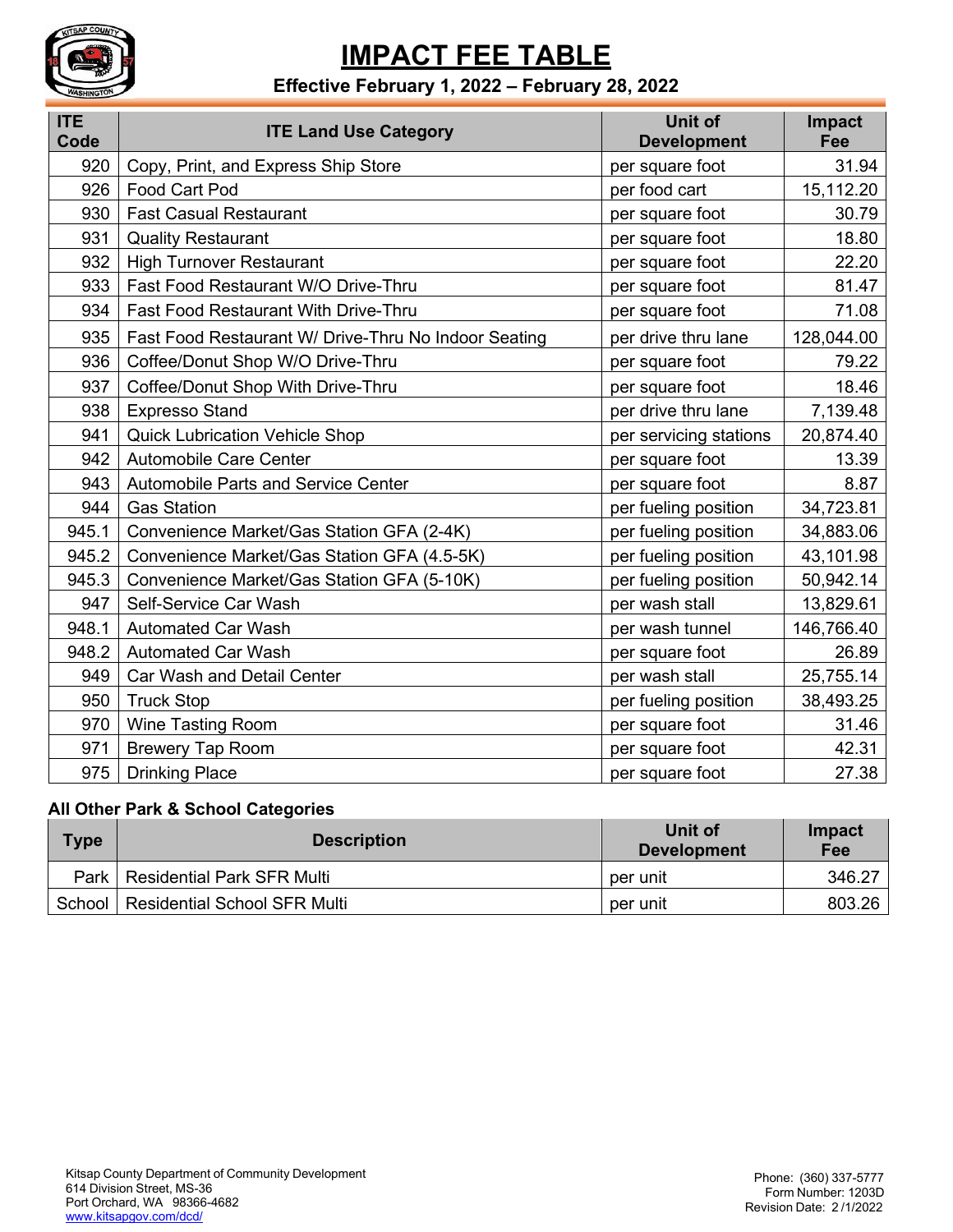# IMPACT FEE TABLE

**Effective February 1, 2022 – February 28, 2022**

| ITE Code | ITE Land Use Category | Unit of Development | Impact Fee |
|---|---|---|---|
| 920 | Copy, Print, and Express Ship Store | per square foot | 31.94 |
| 926 | Food Cart Pod | per food cart | 15,112.20 |
| 930 | Fast Casual Restaurant | per square foot | 30.79 |
| 931 | Quality Restaurant | per square foot | 18.80 |
| 932 | High Turnover Restaurant | per square foot | 22.20 |
| 933 | Fast Food Restaurant W/O Drive-Thru | per square foot | 81.47 |
| 934 | Fast Food Restaurant With Drive-Thru | per square foot | 71.08 |
| 935 | Fast Food Restaurant W/ Drive-Thru No Indoor Seating | per drive thru lane | 128,044.00 |
| 936 | Coffee/Donut Shop W/O Drive-Thru | per square foot | 79.22 |
| 937 | Coffee/Donut Shop With Drive-Thru | per square foot | 18.46 |
| 938 | Expresso Stand | per drive thru lane | 7,139.48 |
| 941 | Quick Lubrication Vehicle Shop | per servicing stations | 20,874.40 |
| 942 | Automobile Care Center | per square foot | 13.39 |
| 943 | Automobile Parts and Service Center | per square foot | 8.87 |
| 944 | Gas Station | per fueling position | 34,723.81 |
| 945.1 | Convenience Market/Gas Station GFA (2-4K) | per fueling position | 34,883.06 |
| 945.2 | Convenience Market/Gas Station GFA (4.5-5K) | per fueling position | 43,101.98 |
| 945.3 | Convenience Market/Gas Station GFA (5-10K) | per fueling position | 50,942.14 |
| 947 | Self-Service Car Wash | per wash stall | 13,829.61 |
| 948.1 | Automated Car Wash | per wash tunnel | 146,766.40 |
| 948.2 | Automated Car Wash | per square foot | 26.89 |
| 949 | Car Wash and Detail Center | per wash stall | 25,755.14 |
| 950 | Truck Stop | per fueling position | 38,493.25 |
| 970 | Wine Tasting Room | per square foot | 31.46 |
| 971 | Brewery Tap Room | per square foot | 42.31 |
| 975 | Drinking Place | per square foot | 27.38 |

**All Other Park & School Categories**

| Type | Description | Unit of Development | Impact Fee |
|---|---|---|---|
| Park | Residential Park SFR Multi | per unit | 346.27 |
| School | Residential School SFR Multi | per unit | 803.26 |

Kitsap County Department of Community Development
614 Division Street, MS-36
Port Orchard, WA 98366-4682
www.kitsapgov.com/dcd/

Phone: (360) 337-5777
Form Number: 1203D
Revision Date: 2/1/2022